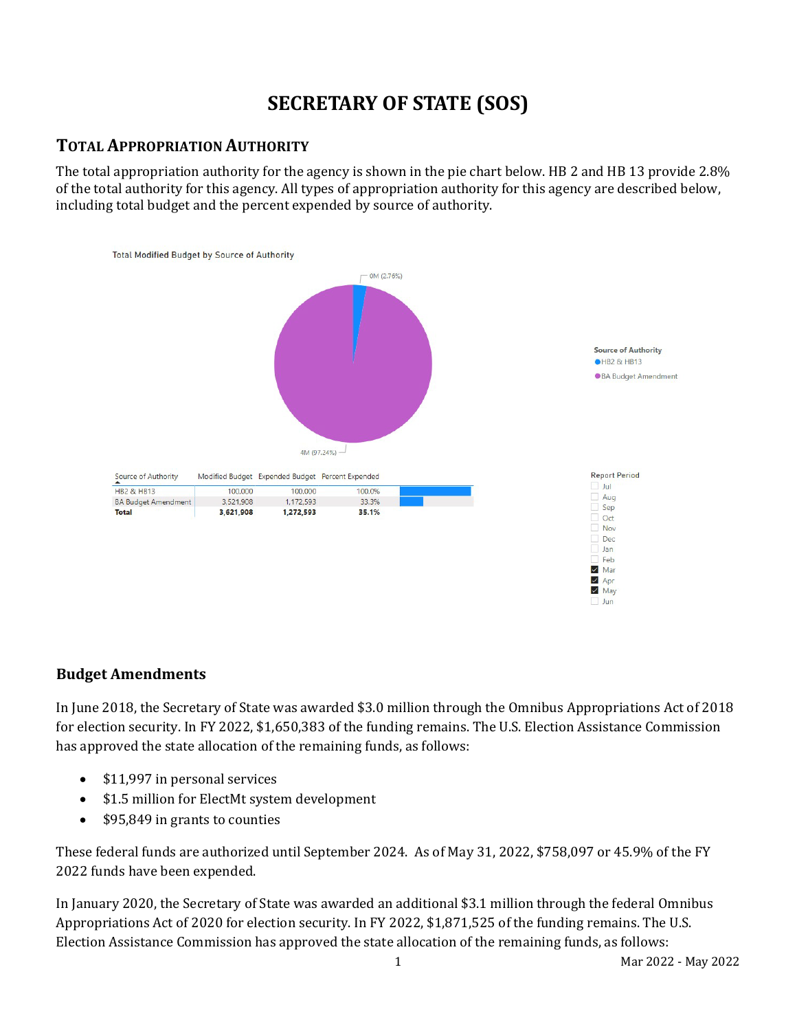# SECRETARY OF STATE (SOS)

## TOTAL APPROPRIATION AUTHORITY

The total appropriation authority for the agency is shown in the pie chart below. HB 2 and HB 13 provide 2.8% of the total authority for this agency. All types of appropriation authority for this agency are described below, including total budget and the percent expended by source of authority.

Total Modified Budget by Source of Authority

0M (2.76%)

4M (97.24%)

Source of Authority
- HB2 & HB13
- BA Budget Amendment

| Source of Authority | Modified Budget | Expended Budget | Percent Expended |
|---|---|---|---|
| HB2 & HB13 | 100,000 | 100,000 | 100.0% |
| BA Budget Amendment | 3,521,908 | 1,172,593 | 33.3% |
| **Total** | **3,621,908** | **1,272,593** | **35.1%** |

Report Period
- [ ] Jul
- [ ] Aug
- [ ] Sep
- [ ] Oct
- [ ] Nov
- [ ] Dec
- [ ] Jan
- [ ] Feb
- [x] Mar
- [x] Apr
- [x] May
- [ ] Jun

### Budget Amendments

In June 2018, the Secretary of State was awarded $3.0 million through the Omnibus Appropriations Act of 2018 for election security. In FY 2022, $1,650,383 of the funding remains. The U.S. Election Assistance Commission has approved the state allocation of the remaining funds, as follows:

- $11,997 in personal services
- $1.5 million for ElectMt system development
- $95,849 in grants to counties

These federal funds are authorized until September 2024. As of May 31, 2022, $758,097 or 45.9% of the FY 2022 funds have been expended.

In January 2020, the Secretary of State was awarded an additional $3.1 million through the federal Omnibus Appropriations Act of 2020 for election security. In FY 2022, $1,871,525 of the funding remains. The U.S. Election Assistance Commission has approved the state allocation of the remaining funds, as follows: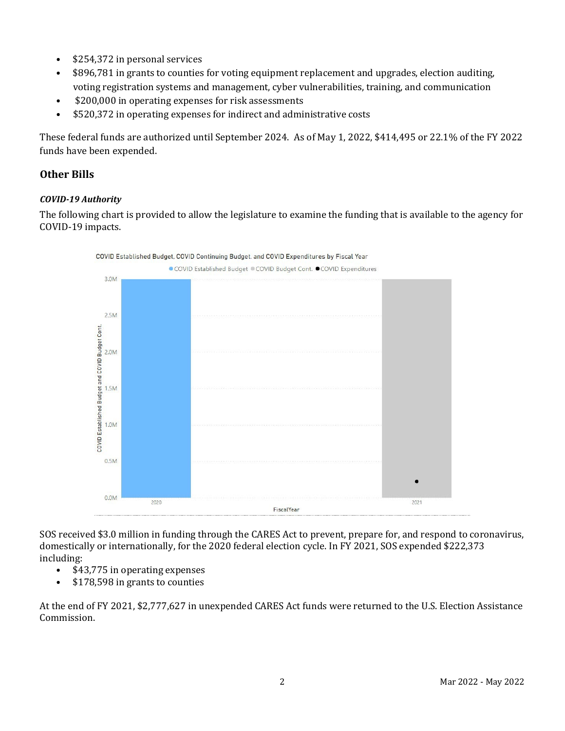- $254,372 in personal services
- $896,781 in grants to counties for voting equipment replacement and upgrades, election auditing, voting registration systems and management, cyber vulnerabilities, training, and communication
- $200,000 in operating expenses for risk assessments
- $520,372 in operating expenses for indirect and administrative costs

These federal funds are authorized until September 2024. As of May 1, 2022, $414,495 or 22.1% of the FY 2022 funds have been expended.

## Other Bills

### *COVID-19 Authority*

The following chart is provided to allow the legislature to examine the funding that is available to the agency for COVID-19 impacts.

SOS received $3.0 million in funding through the CARES Act to prevent, prepare for, and respond to coronavirus, domestically or internationally, for the 2020 federal election cycle. In FY 2021, SOS expended $222,373 including:

- $43,775 in operating expenses
- $178,598 in grants to counties

At the end of FY 2021, $2,777,627 in unexpended CARES Act funds were returned to the U.S. Election Assistance Commission.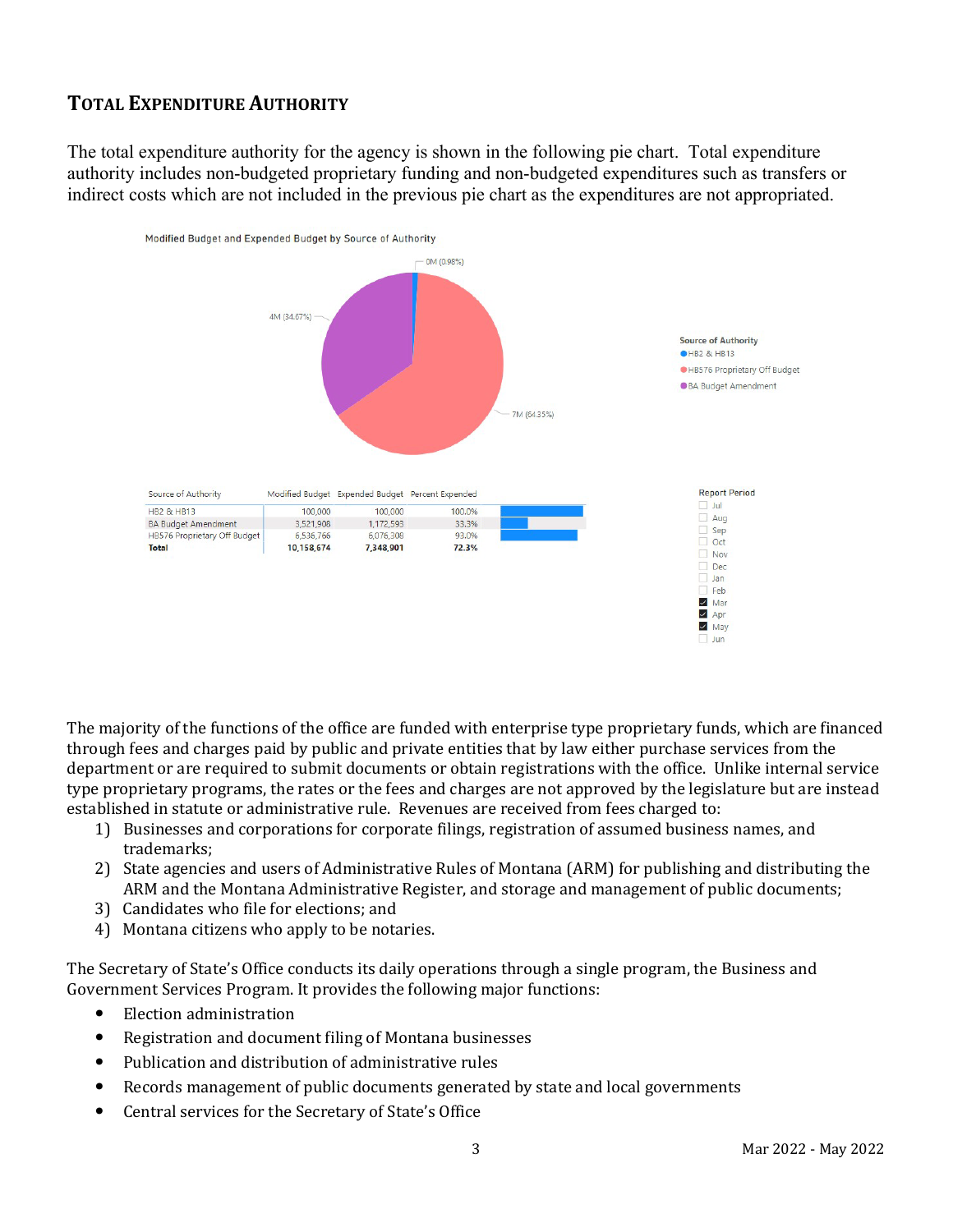## TOTAL EXPENDITURE AUTHORITY

The total expenditure authority for the agency is shown in the following pie chart. Total expenditure authority includes non-budgeted proprietary funding and non-budgeted expenditures such as transfers or indirect costs which are not included in the previous pie chart as the expenditures are not appropriated.

Modified Budget and Expended Budget by Source of Authority

| Source of Authority | Modified Budget | Expended Budget | Percent Expended |
|---|---|---|---|
| HB2 & HB13 | 100,000 | 100,000 | 100.0% |
| BA Budget Amendment | 3,521,908 | 1,172,593 | 33.3% |
| HB576 Proprietary Off Budget | 6,536,766 | 6,076,308 | 93.0% |
| **Total** | **10,158,674** | **7,348,901** | **72.3%** |

The majority of the functions of the office are funded with enterprise type proprietary funds, which are financed through fees and charges paid by public and private entities that by law either purchase services from the department or are required to submit documents or obtain registrations with the office. Unlike internal service type proprietary programs, the rates or the fees and charges are not approved by the legislature but are instead established in statute or administrative rule. Revenues are received from fees charged to:

1) Businesses and corporations for corporate filings, registration of assumed business names, and trademarks;
2) State agencies and users of Administrative Rules of Montana (ARM) for publishing and distributing the ARM and the Montana Administrative Register, and storage and management of public documents;
3) Candidates who file for elections; and
4) Montana citizens who apply to be notaries.

The Secretary of State's Office conducts its daily operations through a single program, the Business and Government Services Program. It provides the following major functions:

- Election administration
- Registration and document filing of Montana businesses
- Publication and distribution of administrative rules
- Records management of public documents generated by state and local governments
- Central services for the Secretary of State's Office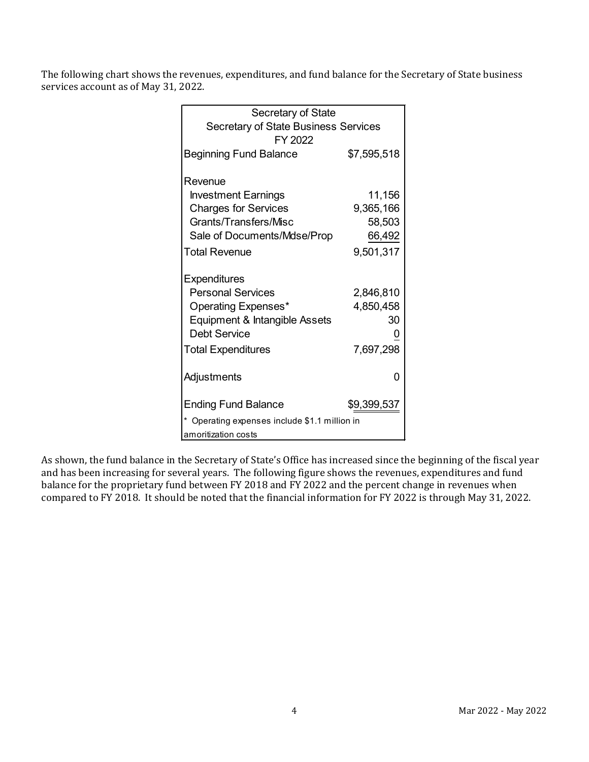The following chart shows the revenues, expenditures, and fund balance for the Secretary of State business services account as of May 31, 2022.

| Secretary of State<br>Secretary of State Business Services<br>FY 2022 | |
|---|---|
| Beginning Fund Balance | $7,595,518 |
| | |
| **Revenue** | |
| Investment Earnings | 11,156 |
| Charges for Services | 9,365,166 |
| Grants/Transfers/Misc | 58,503 |
| Sale of Documents/Mdse/Prop | 66,492 |
| Total Revenue | 9,501,317 |
| | |
| **Expenditures** | |
| Personal Services | 2,846,810 |
| Operating Expenses* | 4,850,458 |
| Equipment & Intangible Assets | 30 |
| Debt Service | 0 |
| Total Expenditures | 7,697,298 |
| | |
| Adjustments | 0 |
| | |
| Ending Fund Balance | $9,399,537 |

\* Operating expenses include $1.1 million in amoritization costs

As shown, the fund balance in the Secretary of State's Office has increased since the beginning of the fiscal year and has been increasing for several years. The following figure shows the revenues, expenditures and fund balance for the proprietary fund between FY 2018 and FY 2022 and the percent change in revenues when compared to FY 2018. It should be noted that the financial information for FY 2022 is through May 31, 2022.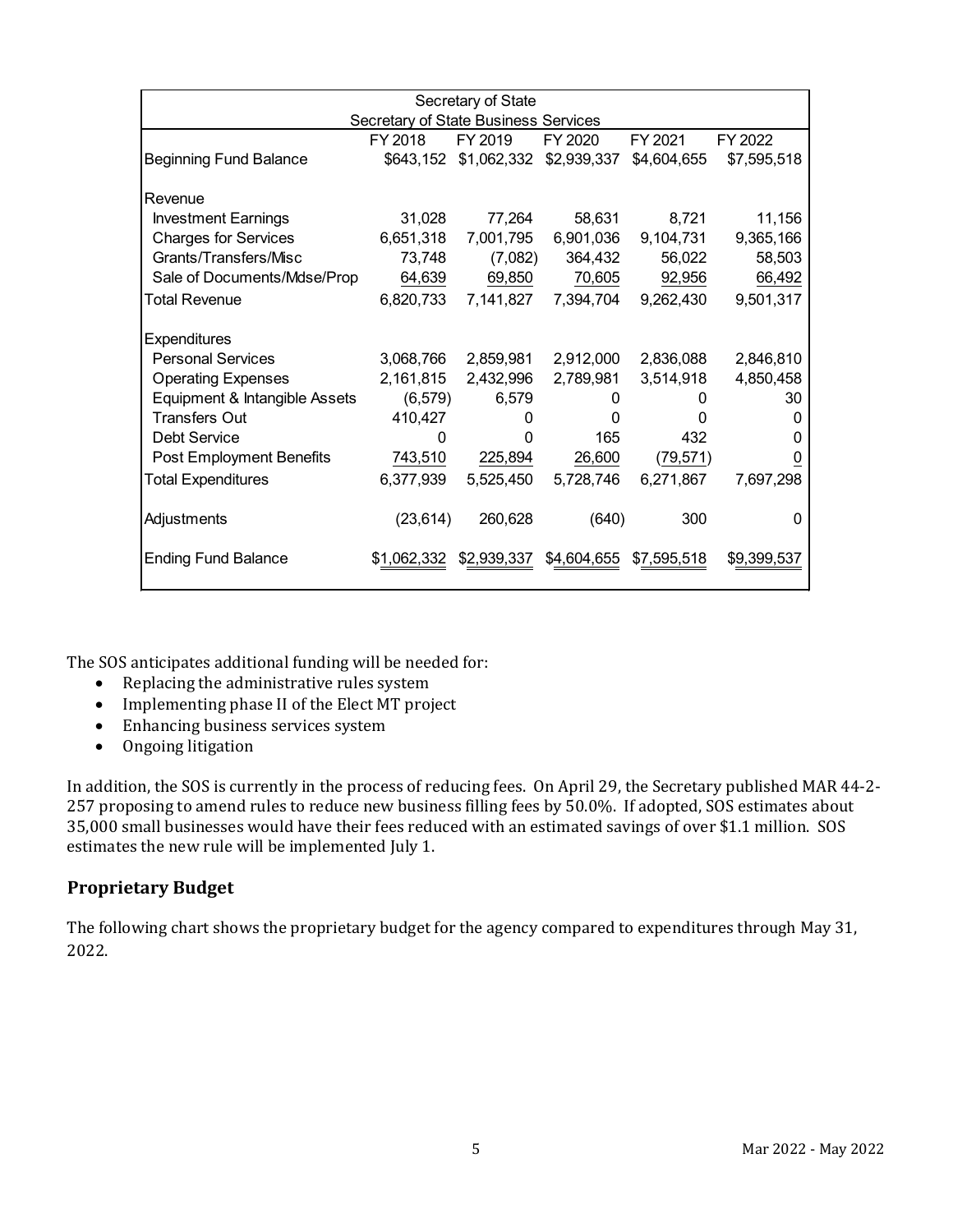| Secretary of State<br>Secretary of State Business Services | | | | | |
|---|---|---|---|---|---|
| | FY 2018 | FY 2019 | FY 2020 | FY 2021 | FY 2022 |
| Beginning Fund Balance | $643,152 | $1,062,332 | $2,939,337 | $4,604,655 | $7,595,518 |
| Revenue | | | | | |
| Investment Earnings | 31,028 | 77,264 | 58,631 | 8,721 | 11,156 |
| Charges for Services | 6,651,318 | 7,001,795 | 6,901,036 | 9,104,731 | 9,365,166 |
| Grants/Transfers/Misc | 73,748 | (7,082) | 364,432 | 56,022 | 58,503 |
| Sale of Documents/Mdse/Prop | 64,639 | 69,850 | 70,605 | 92,956 | 66,492 |
| Total Revenue | 6,820,733 | 7,141,827 | 7,394,704 | 9,262,430 | 9,501,317 |
| Expenditures | | | | | |
| Personal Services | 3,068,766 | 2,859,981 | 2,912,000 | 2,836,088 | 2,846,810 |
| Operating Expenses | 2,161,815 | 2,432,996 | 2,789,981 | 3,514,918 | 4,850,458 |
| Equipment & Intangible Assets | (6,579) | 6,579 | 0 | 0 | 30 |
| Transfers Out | 410,427 | 0 | 0 | 0 | 0 |
| Debt Service | 0 | 0 | 165 | 432 | 0 |
| Post Employment Benefits | 743,510 | 225,894 | 26,600 | (79,571) | 0 |
| Total Expenditures | 6,377,939 | 5,525,450 | 5,728,746 | 6,271,867 | 7,697,298 |
| Adjustments | (23,614) | 260,628 | (640) | 300 | 0 |
| Ending Fund Balance | $1,062,332 | $2,939,337 | $4,604,655 | $7,595,518 | $9,399,537 |

The SOS anticipates additional funding will be needed for:

- Replacing the administrative rules system
- Implementing phase II of the Elect MT project
- Enhancing business services system
- Ongoing litigation

In addition, the SOS is currently in the process of reducing fees. On April 29, the Secretary published MAR 44-2-257 proposing to amend rules to reduce new business filling fees by 50.0%. If adopted, SOS estimates about 35,000 small businesses would have their fees reduced with an estimated savings of over $1.1 million. SOS estimates the new rule will be implemented July 1.

## Proprietary Budget

The following chart shows the proprietary budget for the agency compared to expenditures through May 31, 2022.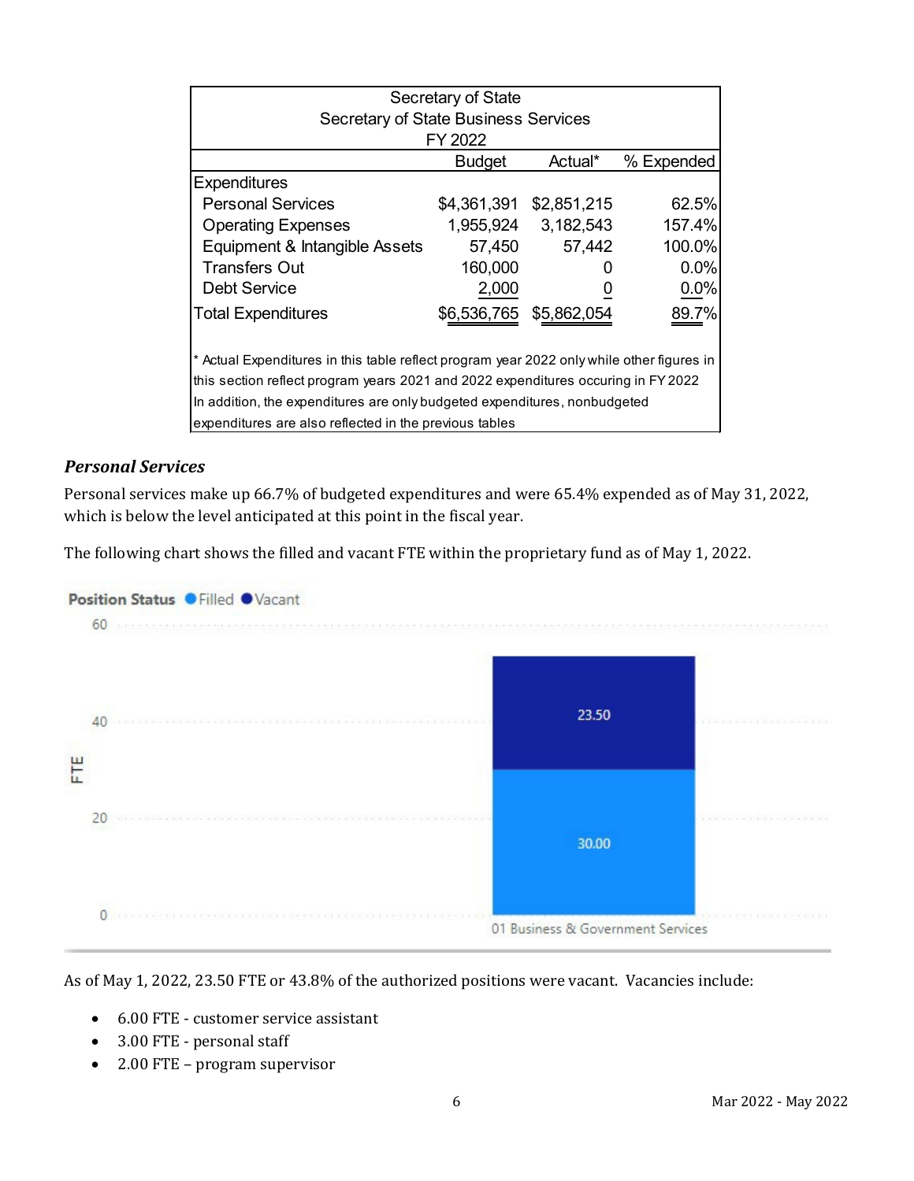| Secretary of State<br>Secretary of State Business Services<br>FY 2022 | | | |
|---|---|---|---|
| | Budget | Actual* | % Expended |
| Expenditures | | | |
| Personal Services | $4,361,391 | $2,851,215 | 62.5% |
| Operating Expenses | 1,955,924 | 3,182,543 | 157.4% |
| Equipment & Intangible Assets | 57,450 | 57,442 | 100.0% |
| Transfers Out | 160,000 | 0 | 0.0% |
| Debt Service | 2,000 | 0 | 0.0% |
| Total Expenditures | $6,536,765 | $5,862,054 | 89.7% |

* Actual Expenditures in this table reflect program year 2022 only while other figures in this section reflect program years 2021 and 2022 expenditures occuring in FY 2022 In addition, the expenditures are only budgeted expenditures, nonbudgeted expenditures are also reflected in the previous tables

### *Personal Services*

Personal services make up 66.7% of budgeted expenditures and were 65.4% expended as of May 31, 2022, which is below the level anticipated at this point in the fiscal year.

The following chart shows the filled and vacant FTE within the proprietary fund as of May 1, 2022.

Position Status ● Filled ● Vacant

| | Filled | Vacant |
|---|---|---|
| 01 Business & Government Services | 30.00 | 23.50 |

As of May 1, 2022, 23.50 FTE or 43.8% of the authorized positions were vacant. Vacancies include:

- 6.00 FTE - customer service assistant
- 3.00 FTE - personal staff
- 2.00 FTE – program supervisor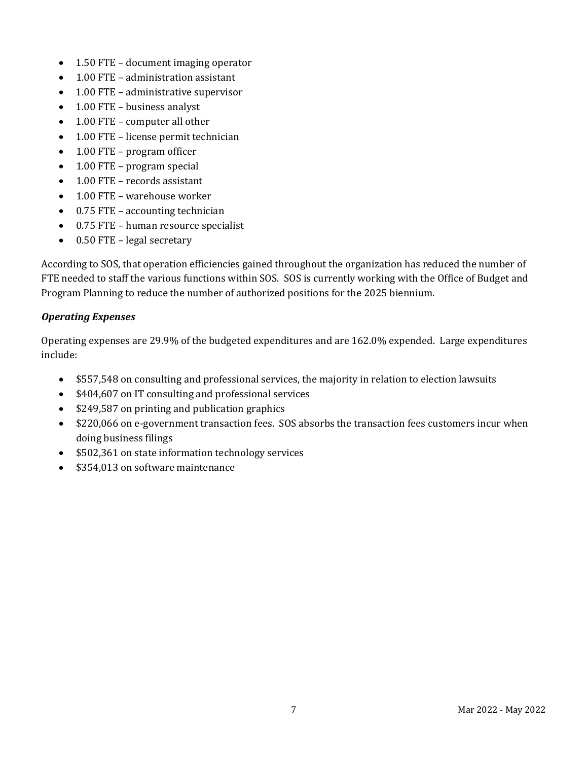- 1.50 FTE – document imaging operator
- 1.00 FTE – administration assistant
- 1.00 FTE – administrative supervisor
- 1.00 FTE – business analyst
- 1.00 FTE – computer all other
- 1.00 FTE – license permit technician
- 1.00 FTE – program officer
- 1.00 FTE – program special
- 1.00 FTE – records assistant
- 1.00 FTE – warehouse worker
- 0.75 FTE – accounting technician
- 0.75 FTE – human resource specialist
- 0.50 FTE – legal secretary

According to SOS, that operation efficiencies gained throughout the organization has reduced the number of FTE needed to staff the various functions within SOS. SOS is currently working with the Office of Budget and Program Planning to reduce the number of authorized positions for the 2025 biennium.

***Operating Expenses***

Operating expenses are 29.9% of the budgeted expenditures and are 162.0% expended. Large expenditures include:

- $557,548 on consulting and professional services, the majority in relation to election lawsuits
- $404,607 on IT consulting and professional services
- $249,587 on printing and publication graphics
- $220,066 on e-government transaction fees. SOS absorbs the transaction fees customers incur when doing business filings
- $502,361 on state information technology services
- $354,013 on software maintenance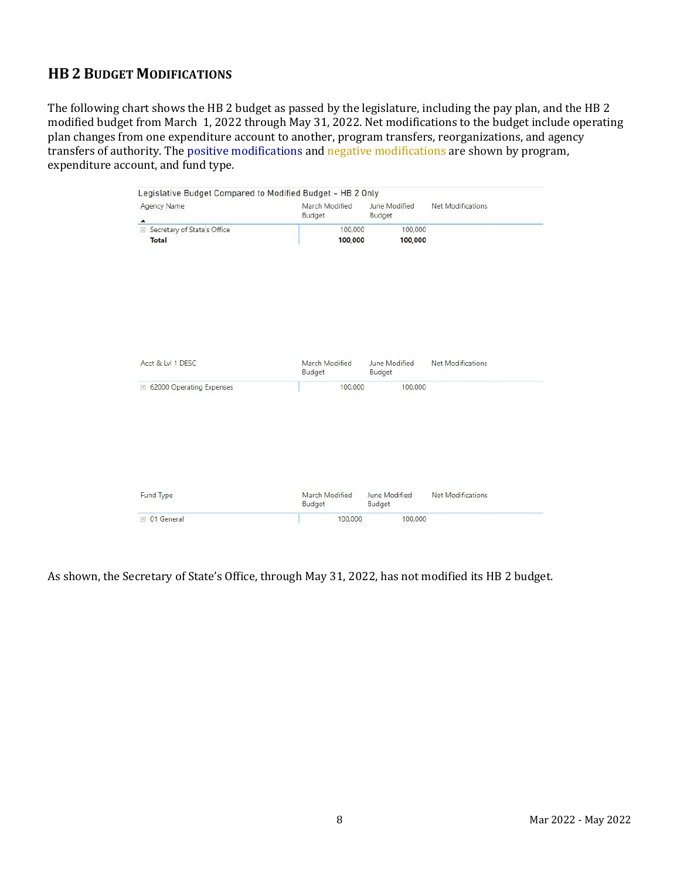## HB 2 BUDGET MODIFICATIONS

The following chart shows the HB 2 budget as passed by the legislature, including the pay plan, and the HB 2 modified budget from March 1, 2022 through May 31, 2022. Net modifications to the budget include operating plan changes from one expenditure account to another, program transfers, reorganizations, and agency transfers of authority. The positive modifications and negative modifications are shown by program, expenditure account, and fund type.

Legislative Budget Compared to Modified Budget - HB 2 Only

| Agency Name | March Modified Budget | June Modified Budget | Net Modifications |
|---|---|---|---|
| Secretary of State's Office | 100,000 | 100,000 | |
| **Total** | **100,000** | **100,000** | |

| Acct & Lvl 1 DESC | March Modified Budget | June Modified Budget | Net Modifications |
|---|---|---|---|
| 62000 Operating Expenses | 100,000 | 100,000 | |

| Fund Type | March Modified Budget | June Modified Budget | Net Modifications |
|---|---|---|---|
| 01 General | 100,000 | 100,000 | |

As shown, the Secretary of State's Office, through May 31, 2022, has not modified its HB 2 budget.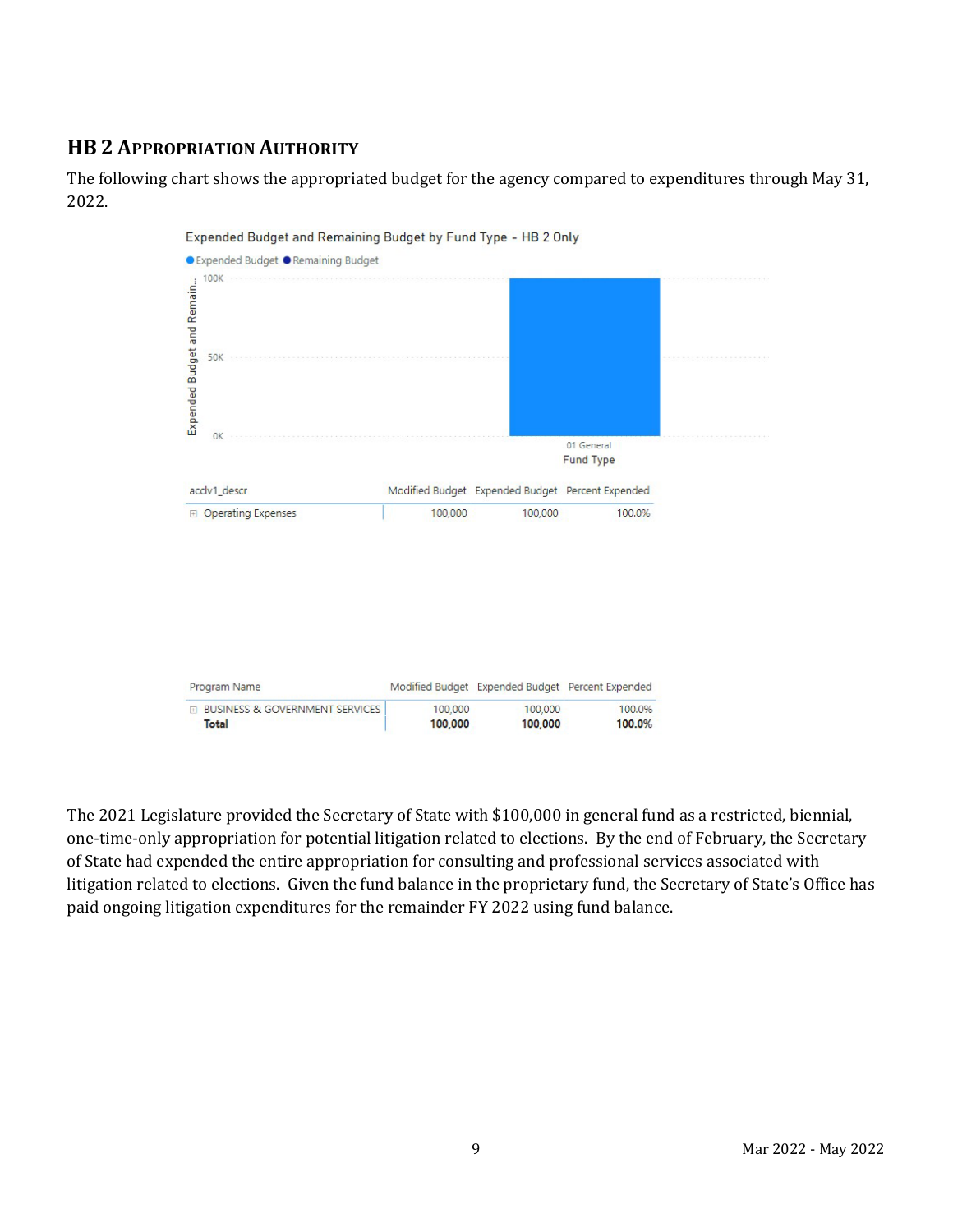## HB 2 Appropriation Authority

The following chart shows the appropriated budget for the agency compared to expenditures through May 31, 2022.

Expended Budget and Remaining Budget by Fund Type - HB 2 Only

| acclv1_descr | Modified Budget | Expended Budget | Percent Expended |
|---|---|---|---|
| Operating Expenses | 100,000 | 100,000 | 100.0% |

| Program Name | Modified Budget | Expended Budget | Percent Expended |
|---|---|---|---|
| BUSINESS & GOVERNMENT SERVICES | 100,000 | 100,000 | 100.0% |
| **Total** | **100,000** | **100,000** | **100.0%** |

The 2021 Legislature provided the Secretary of State with $100,000 in general fund as a restricted, biennial, one-time-only appropriation for potential litigation related to elections. By the end of February, the Secretary of State had expended the entire appropriation for consulting and professional services associated with litigation related to elections. Given the fund balance in the proprietary fund, the Secretary of State's Office has paid ongoing litigation expenditures for the remainder FY 2022 using fund balance.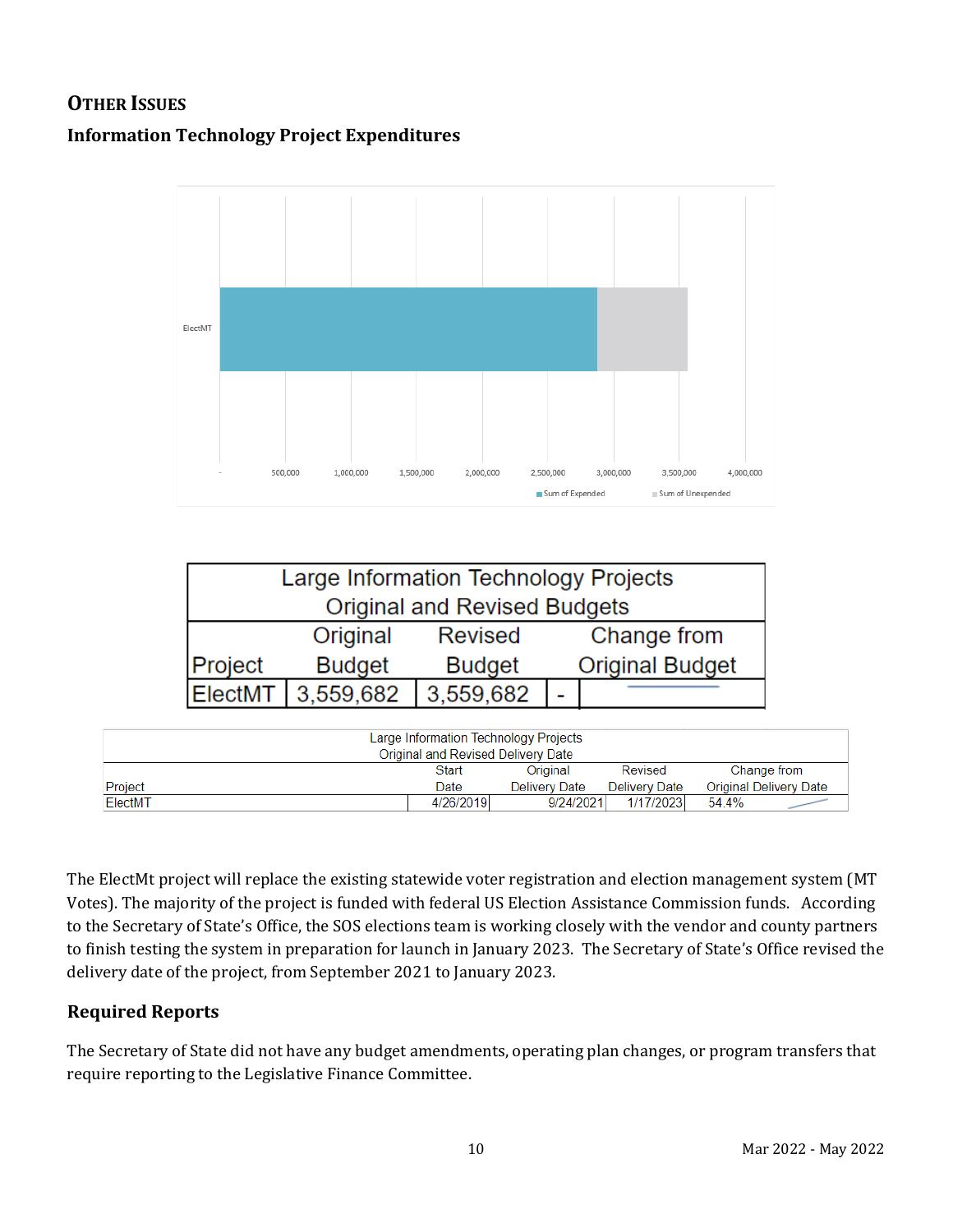# OTHER ISSUES

## Information Technology Project Expenditures

ElectMT

- 500,000 1,000,000 1,500,000 2,000,000 2,500,000 3,000,000 3,500,000 4,000,000

Sum of Expended Sum of Unexpended

| Large Information Technology Projects Original and Revised Budgets | | | |
|---|---|---|---|
| Project | Original Budget | Revised Budget | Change from Original Budget |
| ElectMT | 3,559,682 | 3,559,682 | - |

| Large Information Technology Projects Original and Revised Delivery Date | | | | |
|---|---|---|---|---|
| Project | Start Date | Original Delivery Date | Revised Delivery Date | Change from Original Delivery Date |
| ElectMT | 4/26/2019 | 9/24/2021 | 1/17/2023 | 54.4% |

The ElectMt project will replace the existing statewide voter registration and election management system (MT Votes). The majority of the project is funded with federal US Election Assistance Commission funds. According to the Secretary of State's Office, the SOS elections team is working closely with the vendor and county partners to finish testing the system in preparation for launch in January 2023. The Secretary of State's Office revised the delivery date of the project, from September 2021 to January 2023.

## Required Reports

The Secretary of State did not have any budget amendments, operating plan changes, or program transfers that require reporting to the Legislative Finance Committee.